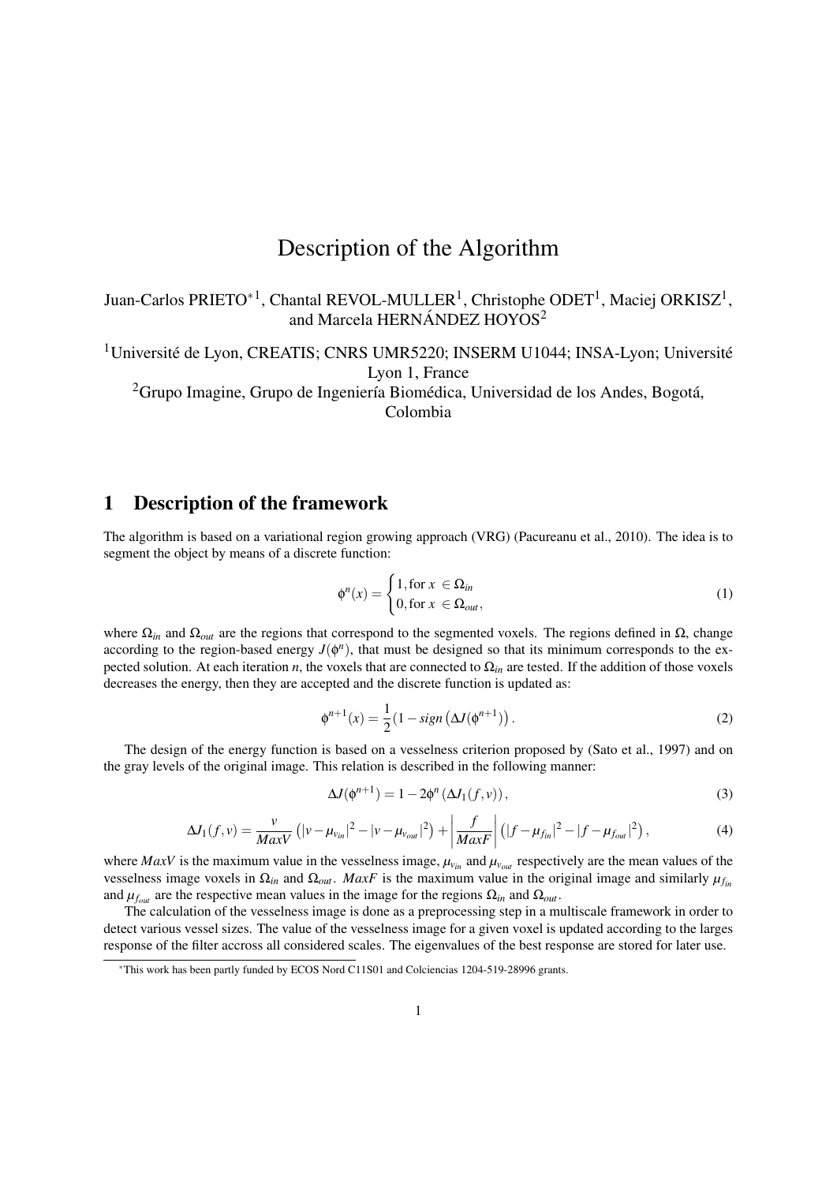# Description of the Algorithm

Juan-Carlos PRIETO*[1], Chantal REVOL-MULLER[1], Christophe ODET[1], Maciej ORKISZ[1], and Marcela HERNÁNDEZ HOYOS[2]

[1]Université de Lyon, CREATIS; CNRS UMR5220; INSERM U1044; INSA-Lyon; Université Lyon 1, France

[2]Grupo Imagine, Grupo de Ingeniería Biomédica, Universidad de los Andes, Bogotá, Colombia

## 1 Description of the framework

The algorithm is based on a variational region growing approach (VRG) (Pacureanu et al., 2010). The idea is to segment the object by means of a discrete function:

$$\phi^n(x) = \begin{cases} 1, \text{for } x \in \Omega_{in} \\ 0, \text{for } x \in \Omega_{out}, \end{cases} \tag{1}$$

where $\Omega_{in}$ and $\Omega_{out}$ are the regions that correspond to the segmented voxels. The regions defined in $\Omega$, change according to the region-based energy $J(\phi^n)$, that must be designed so that its minimum corresponds to the expected solution. At each iteration $n$, the voxels that are connected to $\Omega_{in}$ are tested. If the addition of those voxels decreases the energy, then they are accepted and the discrete function is updated as:

$$\phi^{n+1}(x) = \frac{1}{2}\left(1 - sign\left(\Delta J(\phi^{n+1}\right)\right). \tag{2}$$

The design of the energy function is based on a vesselness criterion proposed by (Sato et al., 1997) and on the gray levels of the original image. This relation is described in the following manner:

$$\Delta J(\phi^{n+1}) = 1 - 2\phi^n\left(\Delta J_1(f,v)\right), \tag{3}$$

$$\Delta J_1(f,v) = \frac{v}{MaxV}\left(|v-\mu_{v_{in}}|^2 - |v-\mu_{v_{out}}|^2\right) + \left|\frac{f}{MaxF}\right|\left(|f-\mu_{f_{in}}|^2 - |f-\mu_{f_{out}}|^2\right), \tag{4}$$

where $MaxV$ is the maximum value in the vesselness image, $\mu_{v_{in}}$ and $\mu_{v_{out}}$ respectively are the mean values of the vesselness image voxels in $\Omega_{in}$ and $\Omega_{out}$. $MaxF$ is the maximum value in the original image and similarly $\mu_{f_{in}}$ and $\mu_{f_{out}}$ are the respective mean values in the image for the regions $\Omega_{in}$ and $\Omega_{out}$.

The calculation of the vesselness image is done as a preprocessing step in a multiscale framework in order to detect various vessel sizes. The value of the vesselness image for a given voxel is updated according to the larges response of the filter accross all considered scales. The eigenvalues of the best response are stored for later use.

*This work has been partly funded by ECOS Nord C11S01 and Colciencias 1204-519-28996 grants.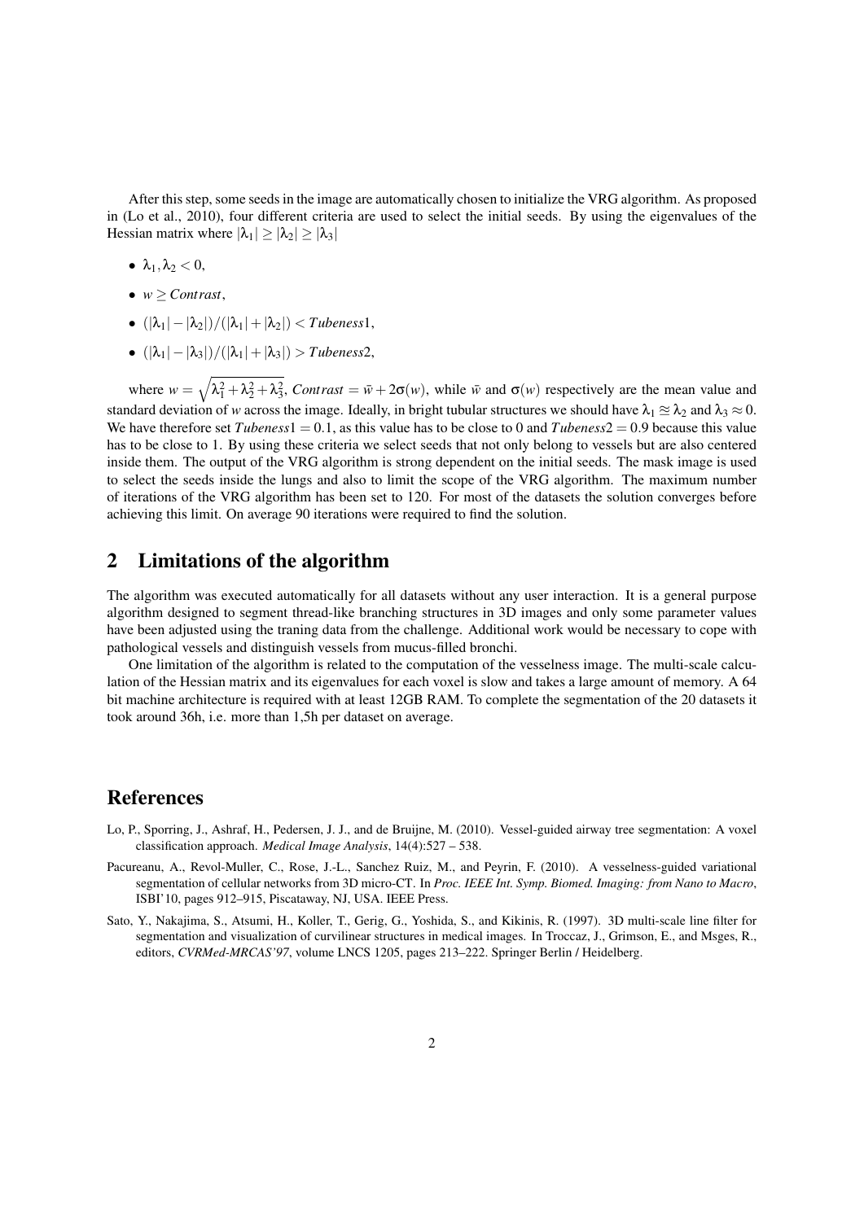After this step, some seeds in the image are automatically chosen to initialize the VRG algorithm. As proposed in (Lo et al., 2010), four different criteria are used to select the initial seeds. By using the eigenvalues of the Hessian matrix where $|\lambda_1| \geq |\lambda_2| \geq |\lambda_3|$

- $\lambda_1, \lambda_2 < 0$,
- $w \geq Contrast$,
- $(|\lambda_1| - |\lambda_2|)/(|\lambda_1| + |\lambda_2|) < Tubeness1$,
- $(|\lambda_1| - |\lambda_3|)/(|\lambda_1| + |\lambda_3|) > Tubeness2$,

where $w = \sqrt{\lambda_1^2 + \lambda_2^2 + \lambda_3^2}$, $Contrast = \bar{w} + 2\sigma(w)$, while $\bar{w}$ and $\sigma(w)$ respectively are the mean value and standard deviation of $w$ across the image. Ideally, in bright tubular structures we should have $\lambda_1 \approxeq \lambda_2$ and $\lambda_3 \approx 0$. We have therefore set $Tubeness1 = 0.1$, as this value has to be close to 0 and $Tubeness2 = 0.9$ because this value has to be close to 1. By using these criteria we select seeds that not only belong to vessels but are also centered inside them. The output of the VRG algorithm is strong dependent on the initial seeds. The mask image is used to select the seeds inside the lungs and also to limit the scope of the VRG algorithm. The maximum number of iterations of the VRG algorithm has been set to 120. For most of the datasets the solution converges before achieving this limit. On average 90 iterations were required to find the solution.

## 2 Limitations of the algorithm

The algorithm was executed automatically for all datasets without any user interaction. It is a general purpose algorithm designed to segment thread-like branching structures in 3D images and only some parameter values have been adjusted using the traning data from the challenge. Additional work would be necessary to cope with pathological vessels and distinguish vessels from mucus-filled bronchi.

One limitation of the algorithm is related to the computation of the vesselness image. The multi-scale calculation of the Hessian matrix and its eigenvalues for each voxel is slow and takes a large amount of memory. A 64 bit machine architecture is required with at least 12GB RAM. To complete the segmentation of the 20 datasets it took around 36h, i.e. more than 1,5h per dataset on average.

## References

Lo, P., Sporring, J., Ashraf, H., Pedersen, J. J., and de Bruijne, M. (2010). Vessel-guided airway tree segmentation: A voxel classification approach. *Medical Image Analysis*, 14(4):527 – 538.

Pacureanu, A., Revol-Muller, C., Rose, J.-L., Sanchez Ruiz, M., and Peyrin, F. (2010). A vesselness-guided variational segmentation of cellular networks from 3D micro-CT. In *Proc. IEEE Int. Symp. Biomed. Imaging: from Nano to Macro*, ISBI'10, pages 912–915, Piscataway, NJ, USA. IEEE Press.

Sato, Y., Nakajima, S., Atsumi, H., Koller, T., Gerig, G., Yoshida, S., and Kikinis, R. (1997). 3D multi-scale line filter for segmentation and visualization of curvilinear structures in medical images. In Troccaz, J., Grimson, E., and Msges, R., editors, *CVRMed-MRCAS'97*, volume LNCS 1205, pages 213–222. Springer Berlin / Heidelberg.